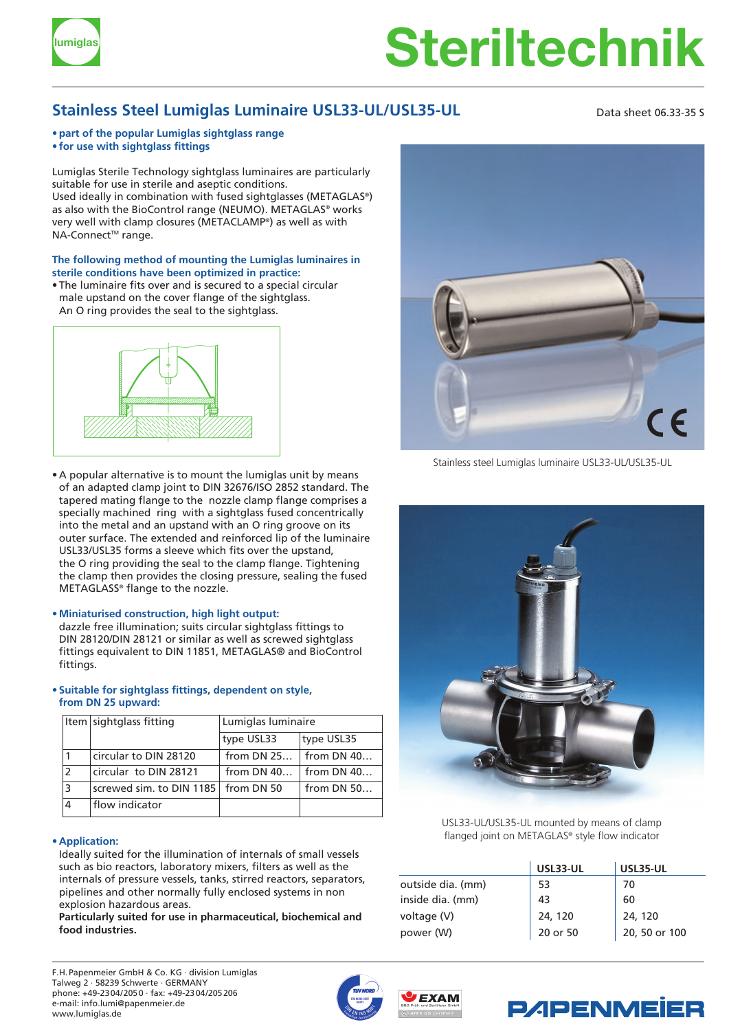lumiglas

# Steriltechnik

## Stainless Steel Lumiglas Luminaire USL33-UL/USL35-UL

Data sheet 06.33-35 S

- **part of the popular Lumiglas sightglass range**
- **for use with sightglass fittings**

Lumiglas Sterile Technology sightglass luminaires are particularly suitable for use in sterile and aseptic conditions.
Used ideally in combination with fused sightglasses (METAGLAS®) as also with the BioControl range (NEUMO). METAGLAS® works very well with clamp closures (METACLAMP®) as well as with NA-Connect™ range.

**The following method of mounting the Lumiglas luminaires in sterile conditions have been optimized in practice:**

- The luminaire fits over and is secured to a special circular male upstand on the cover flange of the sightglass. An O ring provides the seal to the sightglass.

- A popular alternative is to mount the lumiglas unit by means of an adapted clamp joint to DIN 32676/ISO 2852 standard. The tapered mating flange to the nozzle clamp flange comprises a specially machined ring with a sightglass fused concentrically into the metal and an upstand with an O ring groove on its outer surface. The extended and reinforced lip of the luminaire USL33/USL35 forms a sleeve which fits over the upstand, the O ring providing the seal to the clamp flange. Tightening the clamp then provides the closing pressure, sealing the fused METAGLASS® flange to the nozzle.

- **Miniaturised construction, high light output:**
  dazzle free illumination; suits circular sightglass fittings to DIN 28120/DIN 28121 or similar as well as screwed sightglass fittings equivalent to DIN 11851, METAGLAS® and BioControl fittings.

- **Suitable for sightglass fittings, dependent on style, from DN 25 upward:**

| Item | sightglass fitting | Lumiglas luminaire | |
|---|---|---|---|
| | | type USL33 | type USL35 |
| 1 | circular to DIN 28120 | from DN 25… | from DN 40… |
| 2 | circular to DIN 28121 | from DN 40… | from DN 40… |
| 3 | screwed sim. to DIN 1185 | from DN 50 | from DN 50… |
| 4 | flow indicator | | |

- **Application:**
  Ideally suited for the illumination of internals of small vessels such as bio reactors, laboratory mixers, filters as well as the internals of pressure vessels, tanks, stirred reactors, separators, pipelines and other normally fully enclosed systems in non explosion hazardous areas.
  **Particularly suited for use in pharmaceutical, biochemical and food industries.**

Stainless steel Lumiglas luminaire USL33-UL/USL35-UL

USL33-UL/USL35-UL mounted by means of clamp flanged joint on METAGLAS® style flow indicator

| | USL33-UL | USL35-UL |
|---|---|---|
| outside dia. (mm) | 53 | 70 |
| inside dia. (mm) | 43 | 60 |
| voltage (V) | 24, 120 | 24, 120 |
| power (W) | 20 or 50 | 20, 50 or 100 |

F.H.Papenmeier GmbH & Co. KG · division Lumiglas
Talweg 2 · 58239 Schwerte · GERMANY
phone: +49-2304/2050 · fax: +49-2304/205206
e-mail: info.lumi@papenmeier.de
www.lumiglas.de

PAPENMEIER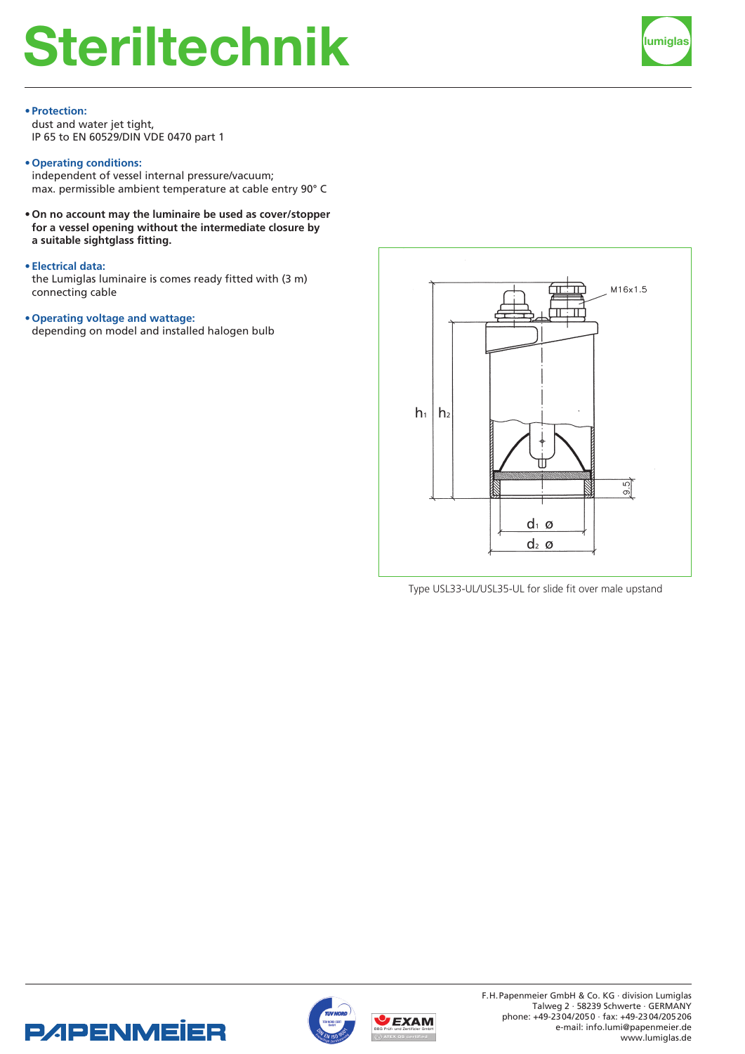# Steriltechnik

- **Protection:**
  dust and water jet tight,
  IP 65 to EN 60529/DIN VDE 0470 part 1

- **Operating conditions:**
  independent of vessel internal pressure/vacuum;
  max. permissible ambient temperature at cable entry 90° C

- **On no account may the luminaire be used as cover/stopper for a vessel opening without the intermediate closure by a suitable sightglass fitting.**

- **Electrical data:**
  the Lumiglas luminaire is comes ready fitted with (3 m) connecting cable

- **Operating voltage and wattage:**
  depending on model and installed halogen bulb

M16x1.5

$h_1$

$h_2$

9.5

$d_1$ ø

$d_2$ ø

Type USL33-UL/USL35-UL for slide fit over male upstand

F.H. Papenmeier GmbH & Co. KG · division Lumiglas
Talweg 2 · 58239 Schwerte · GERMANY
phone: +49-2304/2050 · fax: +49-2304/205206
e-mail: info.lumi@papenmeier.de
www.lumiglas.de